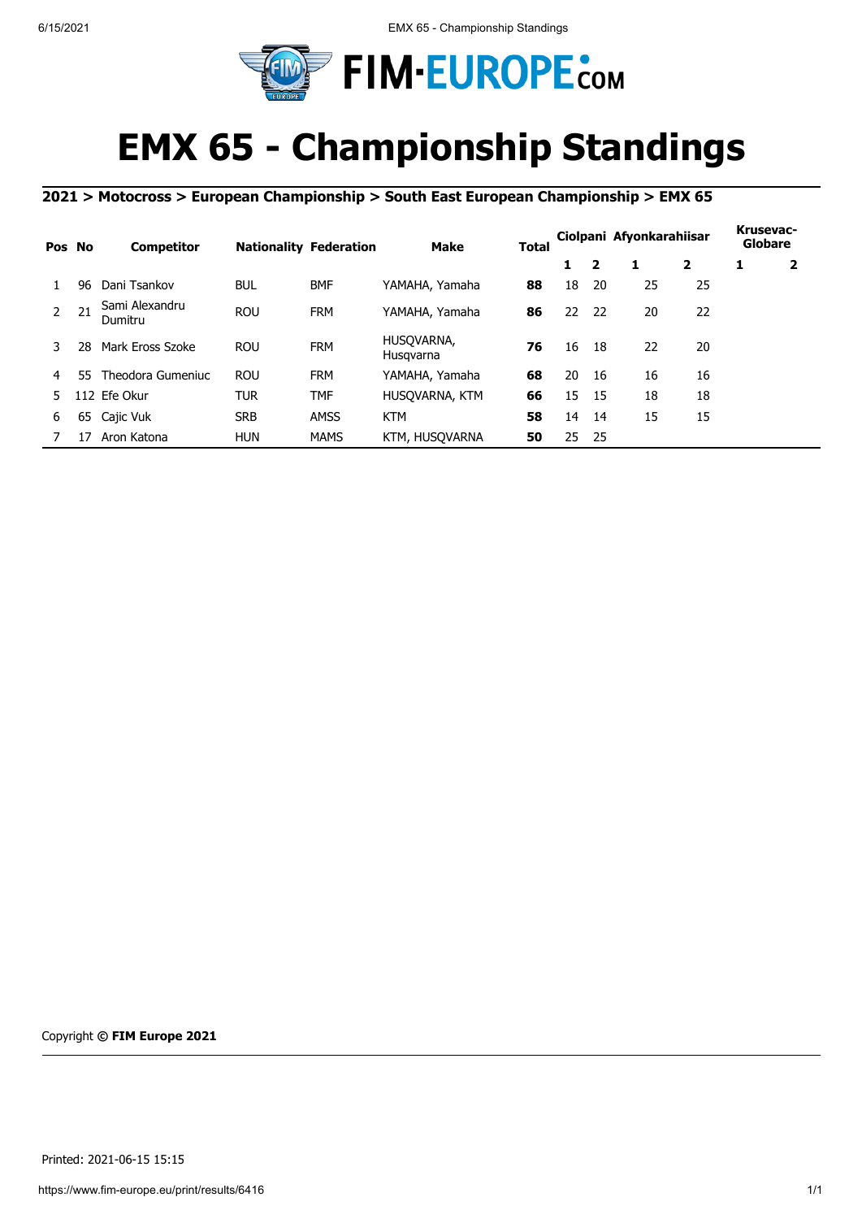# EMX 65 - Championship Standings

**2021 > Motocross > European Championship > South East European Championship > EMX 65**

| Pos | No | Competitor | Nationality | Federation | Make | Total | Ciolpani | | Afyonkarahiisar | | Krusevac-Globare | |
|---|---|---|---|---|---|---|---|---|---|---|---|---|
| | | | | | | | 1 | 2 | 1 | 2 | 1 | 2 |
| 1 | 96 | Dani Tsankov | BUL | BMF | YAMAHA, Yamaha | **88** | 18 | 20 | 25 | 25 | | |
| 2 | 21 | Sami Alexandru Dumitru | ROU | FRM | YAMAHA, Yamaha | **86** | 22 | 22 | 20 | 22 | | |
| 3 | 28 | Mark Eross Szoke | ROU | FRM | HUSQVARNA, Husqvarna | **76** | 16 | 18 | 22 | 20 | | |
| 4 | 55 | Theodora Gumeniuc | ROU | FRM | YAMAHA, Yamaha | **68** | 20 | 16 | 16 | 16 | | |
| 5 | 112 | Efe Okur | TUR | TMF | HUSQVARNA, KTM | **66** | 15 | 15 | 18 | 18 | | |
| 6 | 65 | Cajic Vuk | SRB | AMSS | KTM | **58** | 14 | 14 | 15 | 15 | | |
| 7 | 17 | Aron Katona | HUN | MAMS | KTM, HUSQVARNA | **50** | 25 | 25 | | | | |

Copyright **© FIM Europe 2021**

Printed: 2021-06-15 15:15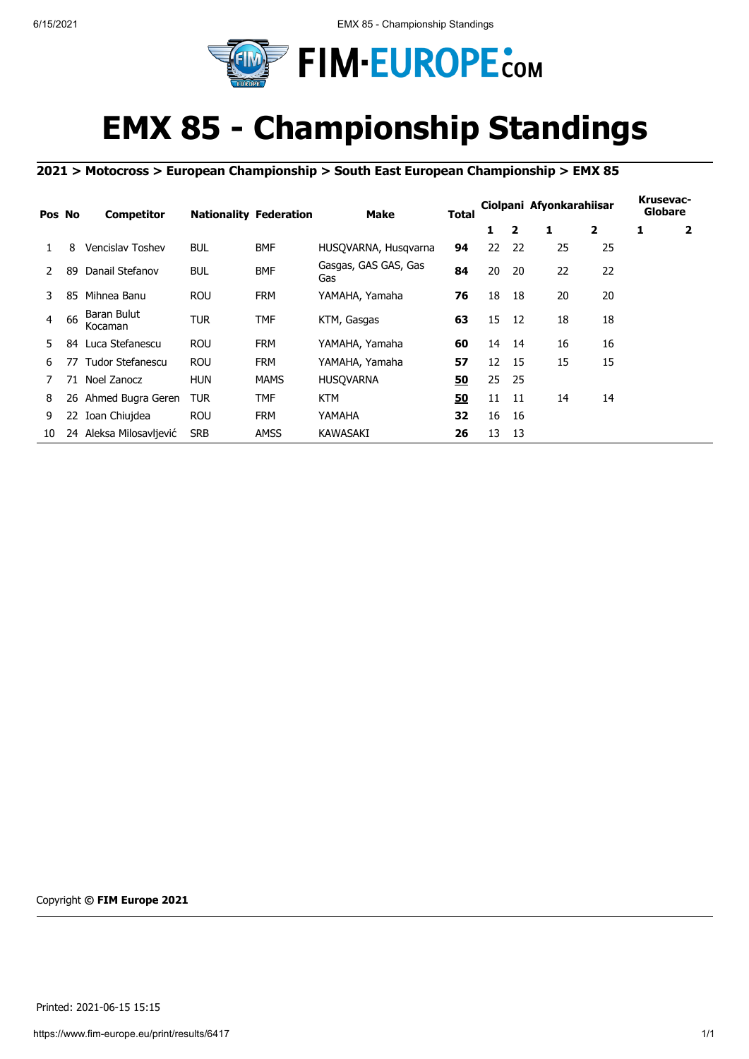# EMX 85 - Championship Standings

**2021 > Motocross > European Championship > South East European Championship > EMX 85**

| Pos | No | Competitor | Nationality | Federation | Make | Total | Ciolpani | | Afyonkarahiisar | | Krusevac-Globare | |
|---|---|---|---|---|---|---|---|---|---|---|---|---|
| | | | | | | | 1 | 2 | 1 | 2 | 1 | 2 |
| 1 | 8 | Vencislav Toshev | BUL | BMF | HUSQVARNA, Husqvarna | **94** | 22 | 22 | 25 | 25 | | |
| 2 | 89 | Danail Stefanov | BUL | BMF | Gasgas, GAS GAS, Gas Gas | **84** | 20 | 20 | 22 | 22 | | |
| 3 | 85 | Mihnea Banu | ROU | FRM | YAMAHA, Yamaha | **76** | 18 | 18 | 20 | 20 | | |
| 4 | 66 | Baran Bulut Kocaman | TUR | TMF | KTM, Gasgas | **63** | 15 | 12 | 18 | 18 | | |
| 5 | 84 | Luca Stefanescu | ROU | FRM | YAMAHA, Yamaha | **60** | 14 | 14 | 16 | 16 | | |
| 6 | 77 | Tudor Stefanescu | ROU | FRM | YAMAHA, Yamaha | **57** | 12 | 15 | 15 | 15 | | |
| 7 | 71 | Noel Zanocz | HUN | MAMS | HUSQVARNA | **50** | 25 | 25 | | | | |
| 8 | 26 | Ahmed Bugra Geren | TUR | TMF | KTM | **50** | 11 | 11 | 14 | 14 | | |
| 9 | 22 | Ioan Chiujdea | ROU | FRM | YAMAHA | **32** | 16 | 16 | | | | |
| 10 | 24 | Aleksa Milosavljević | SRB | AMSS | KAWASAKI | **26** | 13 | 13 | | | | |

Copyright **© FIM Europe 2021**

Printed: 2021-06-15 15:15